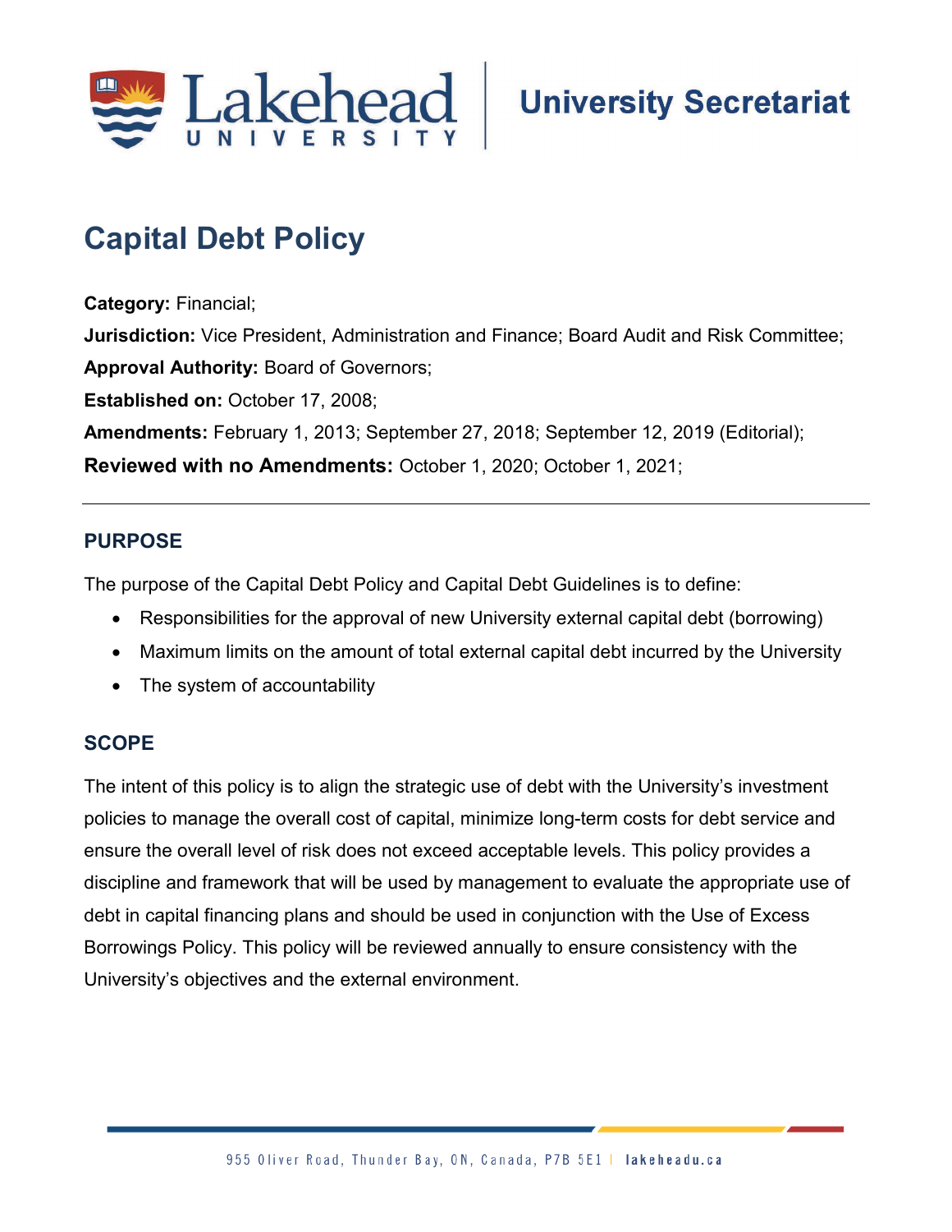# Capital Debt Policy

**Category:** Financial;

**Jurisdiction:** Vice President, Administration and Finance; Board Audit and Risk Committee;

**Approval Authority:** Board of Governors;

**Established on:** October 17, 2008;

**Amendments:** February 1, 2013; September 27, 2018; September 12, 2019 (Editorial);

**Reviewed with no Amendments:** October 1, 2020; October 1, 2021;

---

## PURPOSE

The purpose of the Capital Debt Policy and Capital Debt Guidelines is to define:

- Responsibilities for the approval of new University external capital debt (borrowing)
- Maximum limits on the amount of total external capital debt incurred by the University
- The system of accountability

## SCOPE

The intent of this policy is to align the strategic use of debt with the University's investment policies to manage the overall cost of capital, minimize long-term costs for debt service and ensure the overall level of risk does not exceed acceptable levels. This policy provides a discipline and framework that will be used by management to evaluate the appropriate use of debt in capital financing plans and should be used in conjunction with the Use of Excess Borrowings Policy. This policy will be reviewed annually to ensure consistency with the University's objectives and the external environment.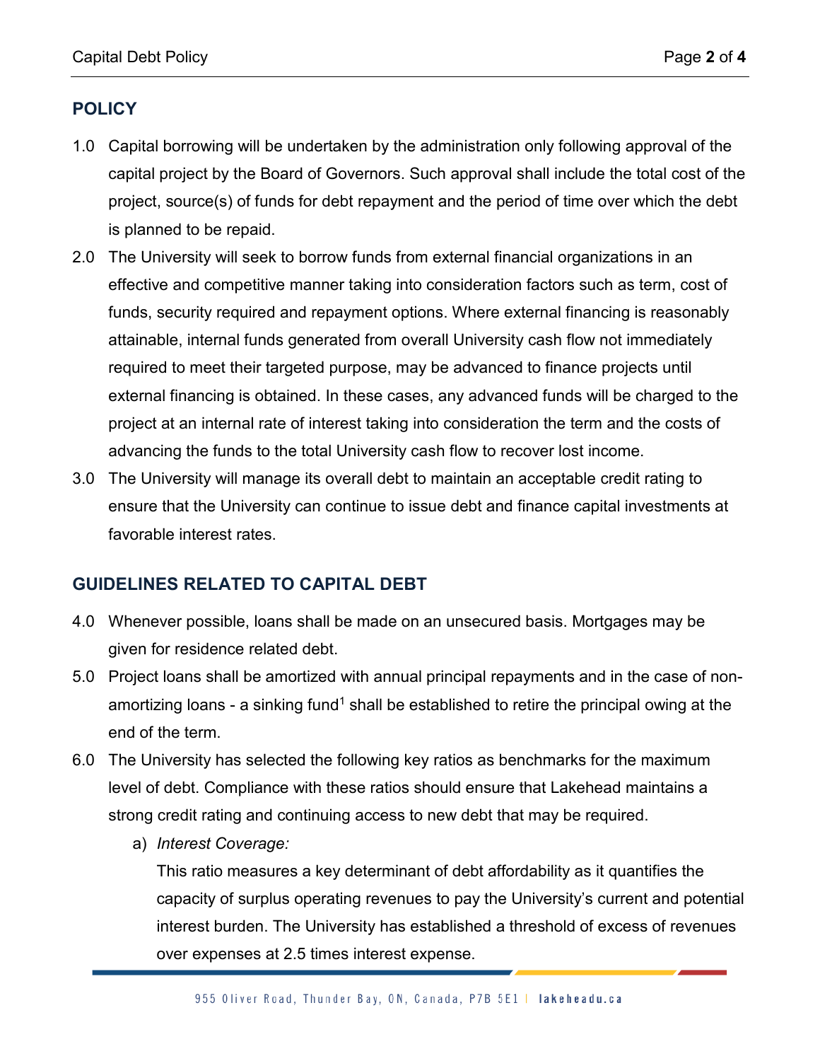## POLICY

1.0 Capital borrowing will be undertaken by the administration only following approval of the capital project by the Board of Governors. Such approval shall include the total cost of the project, source(s) of funds for debt repayment and the period of time over which the debt is planned to be repaid.

2.0 The University will seek to borrow funds from external financial organizations in an effective and competitive manner taking into consideration factors such as term, cost of funds, security required and repayment options. Where external financing is reasonably attainable, internal funds generated from overall University cash flow not immediately required to meet their targeted purpose, may be advanced to finance projects until external financing is obtained. In these cases, any advanced funds will be charged to the project at an internal rate of interest taking into consideration the term and the costs of advancing the funds to the total University cash flow to recover lost income.

3.0 The University will manage its overall debt to maintain an acceptable credit rating to ensure that the University can continue to issue debt and finance capital investments at favorable interest rates.

## GUIDELINES RELATED TO CAPITAL DEBT

4.0 Whenever possible, loans shall be made on an unsecured basis. Mortgages may be given for residence related debt.

5.0 Project loans shall be amortized with annual principal repayments and in the case of non-amortizing loans - a sinking fund[1] shall be established to retire the principal owing at the end of the term.

6.0 The University has selected the following key ratios as benchmarks for the maximum level of debt. Compliance with these ratios should ensure that Lakehead maintains a strong credit rating and continuing access to new debt that may be required.

a) *Interest Coverage:*
   This ratio measures a key determinant of debt affordability as it quantifies the capacity of surplus operating revenues to pay the University's current and potential interest burden. The University has established a threshold of excess of revenues over expenses at 2.5 times interest expense.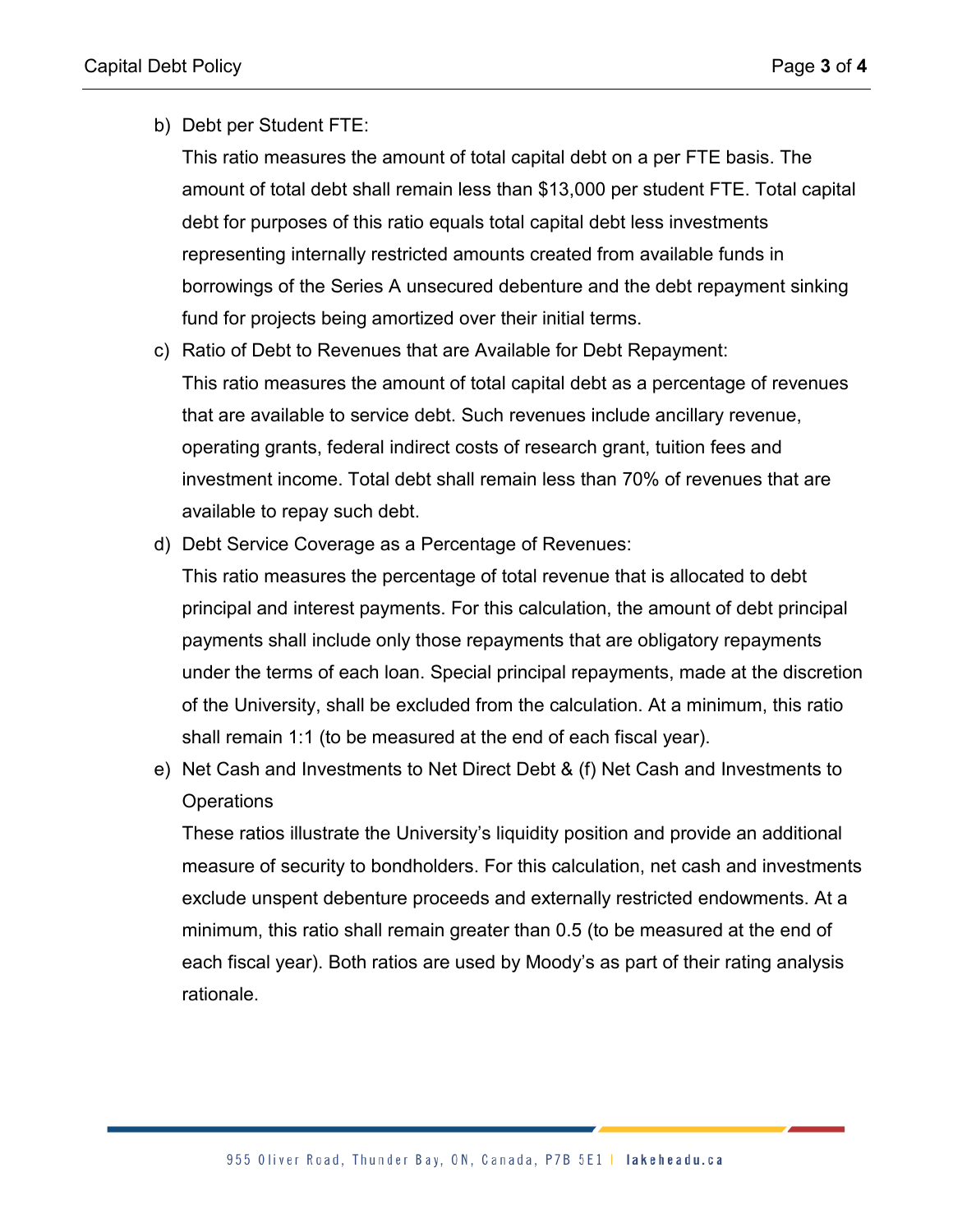b) Debt per Student FTE:

   This ratio measures the amount of total capital debt on a per FTE basis. The amount of total debt shall remain less than $13,000 per student FTE. Total capital debt for purposes of this ratio equals total capital debt less investments representing internally restricted amounts created from available funds in borrowings of the Series A unsecured debenture and the debt repayment sinking fund for projects being amortized over their initial terms.

c) Ratio of Debt to Revenues that are Available for Debt Repayment:

   This ratio measures the amount of total capital debt as a percentage of revenues that are available to service debt. Such revenues include ancillary revenue, operating grants, federal indirect costs of research grant, tuition fees and investment income. Total debt shall remain less than 70% of revenues that are available to repay such debt.

d) Debt Service Coverage as a Percentage of Revenues:

   This ratio measures the percentage of total revenue that is allocated to debt principal and interest payments. For this calculation, the amount of debt principal payments shall include only those repayments that are obligatory repayments under the terms of each loan. Special principal repayments, made at the discretion of the University, shall be excluded from the calculation. At a minimum, this ratio shall remain 1:1 (to be measured at the end of each fiscal year).

e) Net Cash and Investments to Net Direct Debt & (f) Net Cash and Investments to Operations

   These ratios illustrate the University's liquidity position and provide an additional measure of security to bondholders. For this calculation, net cash and investments exclude unspent debenture proceeds and externally restricted endowments. At a minimum, this ratio shall remain greater than 0.5 (to be measured at the end of each fiscal year). Both ratios are used by Moody's as part of their rating analysis rationale.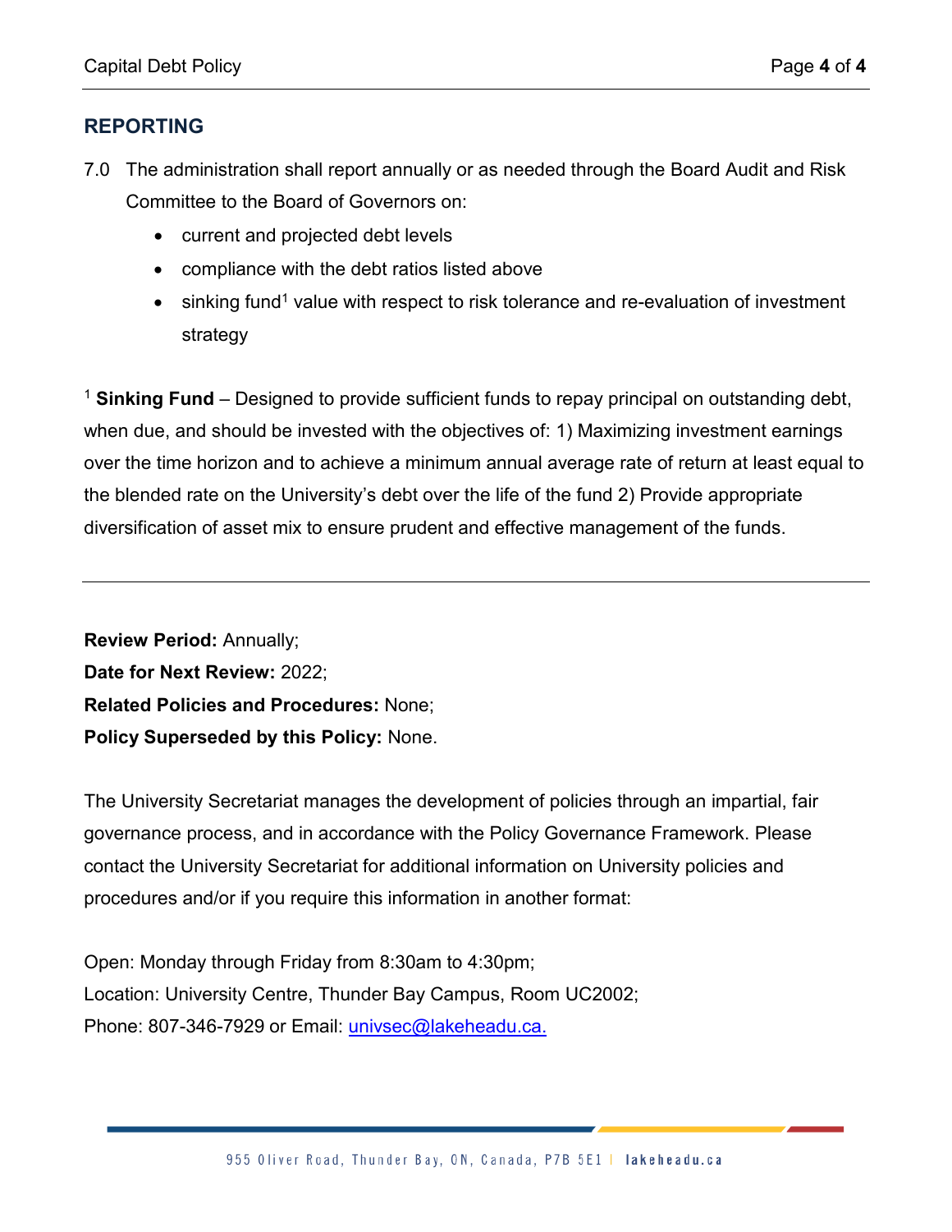## REPORTING

7.0 The administration shall report annually or as needed through the Board Audit and Risk Committee to the Board of Governors on:

- current and projected debt levels
- compliance with the debt ratios listed above
- sinking fund[1] value with respect to risk tolerance and re-evaluation of investment strategy

[1] **Sinking Fund** – Designed to provide sufficient funds to repay principal on outstanding debt, when due, and should be invested with the objectives of: 1) Maximizing investment earnings over the time horizon and to achieve a minimum annual average rate of return at least equal to the blended rate on the University's debt over the life of the fund 2) Provide appropriate diversification of asset mix to ensure prudent and effective management of the funds.

---

**Review Period:** Annually;
**Date for Next Review:** 2022;
**Related Policies and Procedures:** None;
**Policy Superseded by this Policy:** None.

The University Secretariat manages the development of policies through an impartial, fair governance process, and in accordance with the Policy Governance Framework. Please contact the University Secretariat for additional information on University policies and procedures and/or if you require this information in another format:

Open: Monday through Friday from 8:30am to 4:30pm;
Location: University Centre, Thunder Bay Campus, Room UC2002;
Phone: 807-346-7929 or Email: univsec@lakeheadu.ca.